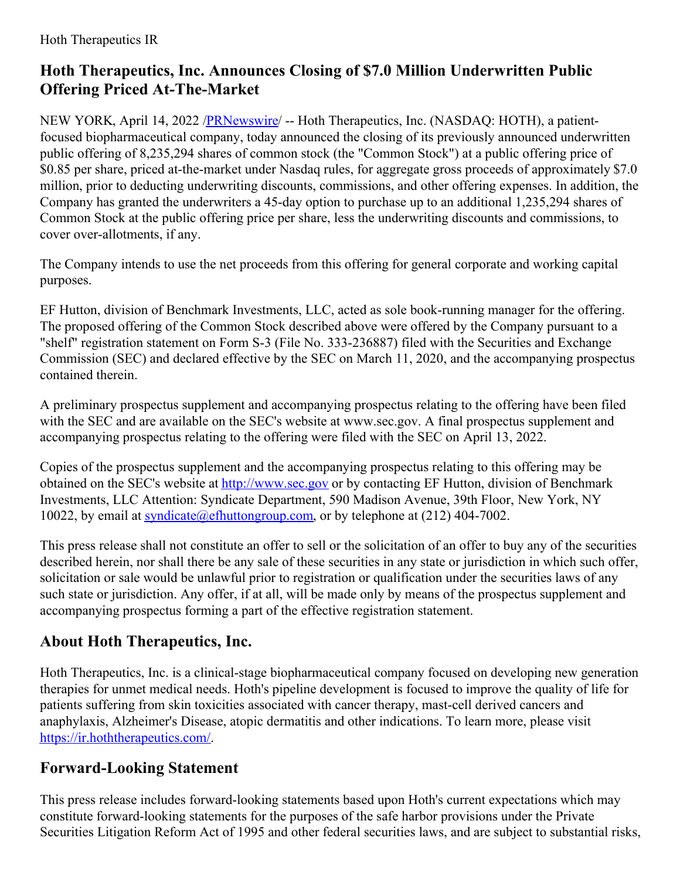Hoth Therapeutics IR

# Hoth Therapeutics, Inc. Announces Closing of $7.0 Million Underwritten Public Offering Priced At-The-Market

NEW YORK, April 14, 2022 /[PRNewswire](#)/ -- Hoth Therapeutics, Inc. (NASDAQ: HOTH), a patient-focused biopharmaceutical company, today announced the closing of its previously announced underwritten public offering of 8,235,294 shares of common stock (the "Common Stock") at a public offering price of $0.85 per share, priced at-the-market under Nasdaq rules, for aggregate gross proceeds of approximately $7.0 million, prior to deducting underwriting discounts, commissions, and other offering expenses. In addition, the Company has granted the underwriters a 45-day option to purchase up to an additional 1,235,294 shares of Common Stock at the public offering price per share, less the underwriting discounts and commissions, to cover over-allotments, if any.

The Company intends to use the net proceeds from this offering for general corporate and working capital purposes.

EF Hutton, division of Benchmark Investments, LLC, acted as sole book-running manager for the offering. The proposed offering of the Common Stock described above were offered by the Company pursuant to a "shelf" registration statement on Form S-3 (File No. 333-236887) filed with the Securities and Exchange Commission (SEC) and declared effective by the SEC on March 11, 2020, and the accompanying prospectus contained therein.

A preliminary prospectus supplement and accompanying prospectus relating to the offering have been filed with the SEC and are available on the SEC's website at www.sec.gov. A final prospectus supplement and accompanying prospectus relating to the offering were filed with the SEC on April 13, 2022.

Copies of the prospectus supplement and the accompanying prospectus relating to this offering may be obtained on the SEC's website at [http://www.sec.gov](http://www.sec.gov) or by contacting EF Hutton, division of Benchmark Investments, LLC Attention: Syndicate Department, 590 Madison Avenue, 39th Floor, New York, NY 10022, by email at [syndicate@efhuttongroup.com](mailto:syndicate@efhuttongroup.com), or by telephone at (212) 404-7002.

This press release shall not constitute an offer to sell or the solicitation of an offer to buy any of the securities described herein, nor shall there be any sale of these securities in any state or jurisdiction in which such offer, solicitation or sale would be unlawful prior to registration or qualification under the securities laws of any such state or jurisdiction. Any offer, if at all, will be made only by means of the prospectus supplement and accompanying prospectus forming a part of the effective registration statement.

## About Hoth Therapeutics, Inc.

Hoth Therapeutics, Inc. is a clinical-stage biopharmaceutical company focused on developing new generation therapies for unmet medical needs. Hoth's pipeline development is focused to improve the quality of life for patients suffering from skin toxicities associated with cancer therapy, mast-cell derived cancers and anaphylaxis, Alzheimer's Disease, atopic dermatitis and other indications. To learn more, please visit [https://ir.hoththerapeutics.com/](https://ir.hoththerapeutics.com/).

## Forward-Looking Statement

This press release includes forward-looking statements based upon Hoth's current expectations which may constitute forward-looking statements for the purposes of the safe harbor provisions under the Private Securities Litigation Reform Act of 1995 and other federal securities laws, and are subject to substantial risks,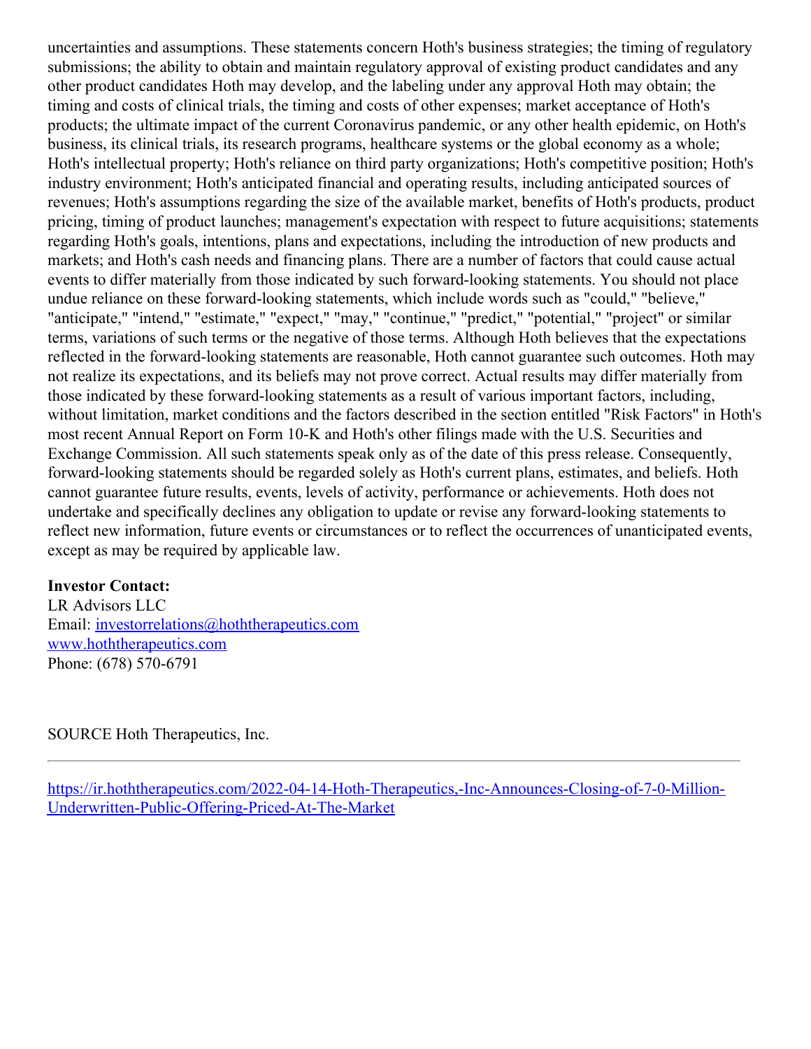uncertainties and assumptions. These statements concern Hoth's business strategies; the timing of regulatory submissions; the ability to obtain and maintain regulatory approval of existing product candidates and any other product candidates Hoth may develop, and the labeling under any approval Hoth may obtain; the timing and costs of clinical trials, the timing and costs of other expenses; market acceptance of Hoth's products; the ultimate impact of the current Coronavirus pandemic, or any other health epidemic, on Hoth's business, its clinical trials, its research programs, healthcare systems or the global economy as a whole; Hoth's intellectual property; Hoth's reliance on third party organizations; Hoth's competitive position; Hoth's industry environment; Hoth's anticipated financial and operating results, including anticipated sources of revenues; Hoth's assumptions regarding the size of the available market, benefits of Hoth's products, product pricing, timing of product launches; management's expectation with respect to future acquisitions; statements regarding Hoth's goals, intentions, plans and expectations, including the introduction of new products and markets; and Hoth's cash needs and financing plans. There are a number of factors that could cause actual events to differ materially from those indicated by such forward-looking statements. You should not place undue reliance on these forward-looking statements, which include words such as "could," "believe," "anticipate," "intend," "estimate," "expect," "may," "continue," "predict," "potential," "project" or similar terms, variations of such terms or the negative of those terms. Although Hoth believes that the expectations reflected in the forward-looking statements are reasonable, Hoth cannot guarantee such outcomes. Hoth may not realize its expectations, and its beliefs may not prove correct. Actual results may differ materially from those indicated by these forward-looking statements as a result of various important factors, including, without limitation, market conditions and the factors described in the section entitled "Risk Factors" in Hoth's most recent Annual Report on Form 10-K and Hoth's other filings made with the U.S. Securities and Exchange Commission. All such statements speak only as of the date of this press release. Consequently, forward-looking statements should be regarded solely as Hoth's current plans, estimates, and beliefs. Hoth cannot guarantee future results, events, levels of activity, performance or achievements. Hoth does not undertake and specifically declines any obligation to update or revise any forward-looking statements to reflect new information, future events or circumstances or to reflect the occurrences of unanticipated events, except as may be required by applicable law.

**Investor Contact:**
LR Advisors LLC
Email: investorrelations@hoththerapeutics.com
www.hoththerapeutics.com
Phone: (678) 570-6791

SOURCE Hoth Therapeutics, Inc.

---

https://ir.hoththerapeutics.com/2022-04-14-Hoth-Therapeutics,-Inc-Announces-Closing-of-7-0-Million-Underwritten-Public-Offering-Priced-At-The-Market